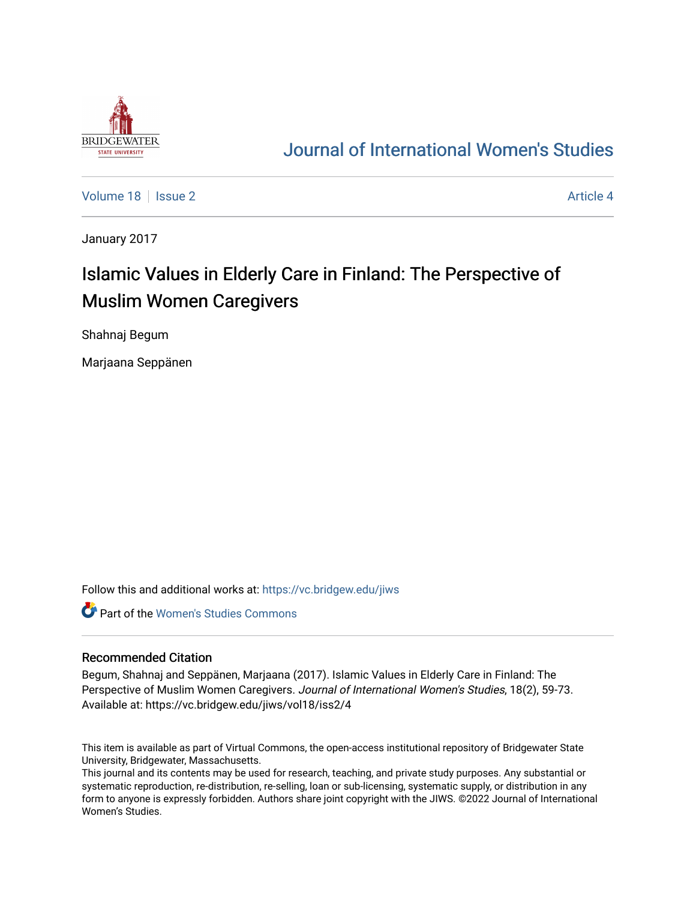Journal of International Women's Studies

Volume 18 | Issue 2 | Article 4

January 2017

# Islamic Values in Elderly Care in Finland: The Perspective of Muslim Women Caregivers

Shahnaj Begum

Marjaana Seppänen

Follow this and additional works at: https://vc.bridgew.edu/jiws

Part of the Women's Studies Commons

## Recommended Citation

Begum, Shahnaj and Seppänen, Marjaana (2017). Islamic Values in Elderly Care in Finland: The Perspective of Muslim Women Caregivers. *Journal of International Women's Studies*, 18(2), 59-73.
Available at: https://vc.bridgew.edu/jiws/vol18/iss2/4

This item is available as part of Virtual Commons, the open-access institutional repository of Bridgewater State University, Bridgewater, Massachusetts.
This journal and its contents may be used for research, teaching, and private study purposes. Any substantial or systematic reproduction, re-distribution, re-selling, loan or sub-licensing, systematic supply, or distribution in any form to anyone is expressly forbidden. Authors share joint copyright with the JIWS. ©2022 Journal of International Women's Studies.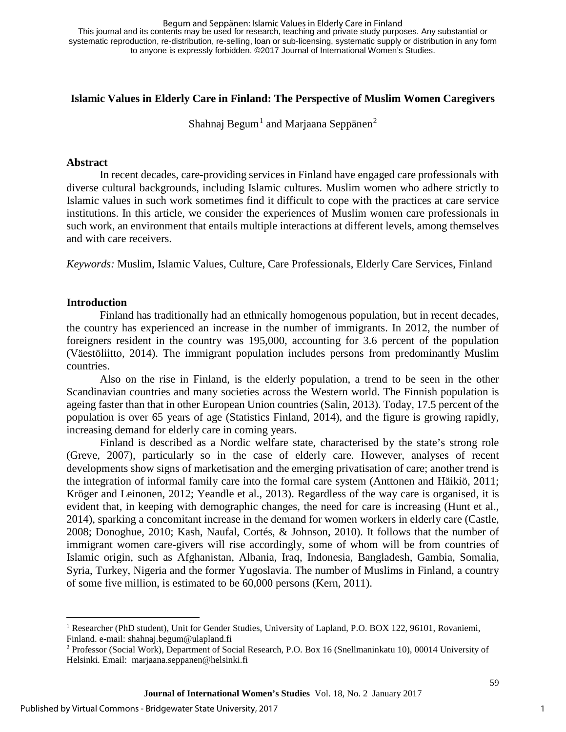## Islamic Values in Elderly Care in Finland: The Perspective of Muslim Women Caregivers

Shahnaj Begum[1] and Marjaana Seppänen[2]

### Abstract

In recent decades, care-providing services in Finland have engaged care professionals with diverse cultural backgrounds, including Islamic cultures. Muslim women who adhere strictly to Islamic values in such work sometimes find it difficult to cope with the practices at care service institutions. In this article, we consider the experiences of Muslim women care professionals in such work, an environment that entails multiple interactions at different levels, among themselves and with care receivers.

*Keywords:* Muslim, Islamic Values, Culture, Care Professionals, Elderly Care Services, Finland

### Introduction

Finland has traditionally had an ethnically homogenous population, but in recent decades, the country has experienced an increase in the number of immigrants. In 2012, the number of foreigners resident in the country was 195,000, accounting for 3.6 percent of the population (Väestöliitto, 2014). The immigrant population includes persons from predominantly Muslim countries.

Also on the rise in Finland, is the elderly population, a trend to be seen in the other Scandinavian countries and many societies across the Western world. The Finnish population is ageing faster than that in other European Union countries (Salin, 2013). Today, 17.5 percent of the population is over 65 years of age (Statistics Finland, 2014), and the figure is growing rapidly, increasing demand for elderly care in coming years.

Finland is described as a Nordic welfare state, characterised by the state's strong role (Greve, 2007), particularly so in the case of elderly care. However, analyses of recent developments show signs of marketisation and the emerging privatisation of care; another trend is the integration of informal family care into the formal care system (Anttonen and Häikiö, 2011; Kröger and Leinonen, 2012; Yeandle et al., 2013). Regardless of the way care is organised, it is evident that, in keeping with demographic changes, the need for care is increasing (Hunt et al., 2014), sparking a concomitant increase in the demand for women workers in elderly care (Castle, 2008; Donoghue, 2010; Kash, Naufal, Cortés, & Johnson, 2010). It follows that the number of immigrant women care-givers will rise accordingly, some of whom will be from countries of Islamic origin, such as Afghanistan, Albania, Iraq, Indonesia, Bangladesh, Gambia, Somalia, Syria, Turkey, Nigeria and the former Yugoslavia. The number of Muslims in Finland, a country of some five million, is estimated to be 60,000 persons (Kern, 2011).

---

[1] Researcher (PhD student), Unit for Gender Studies, University of Lapland, P.O. BOX 122, 96101, Rovaniemi, Finland. e-mail: shahnaj.begum@ulapland.fi

[2] Professor (Social Work), Department of Social Research, P.O. Box 16 (Snellmaninkatu 10), 00014 University of Helsinki. Email: marjaana.seppanen@helsinki.fi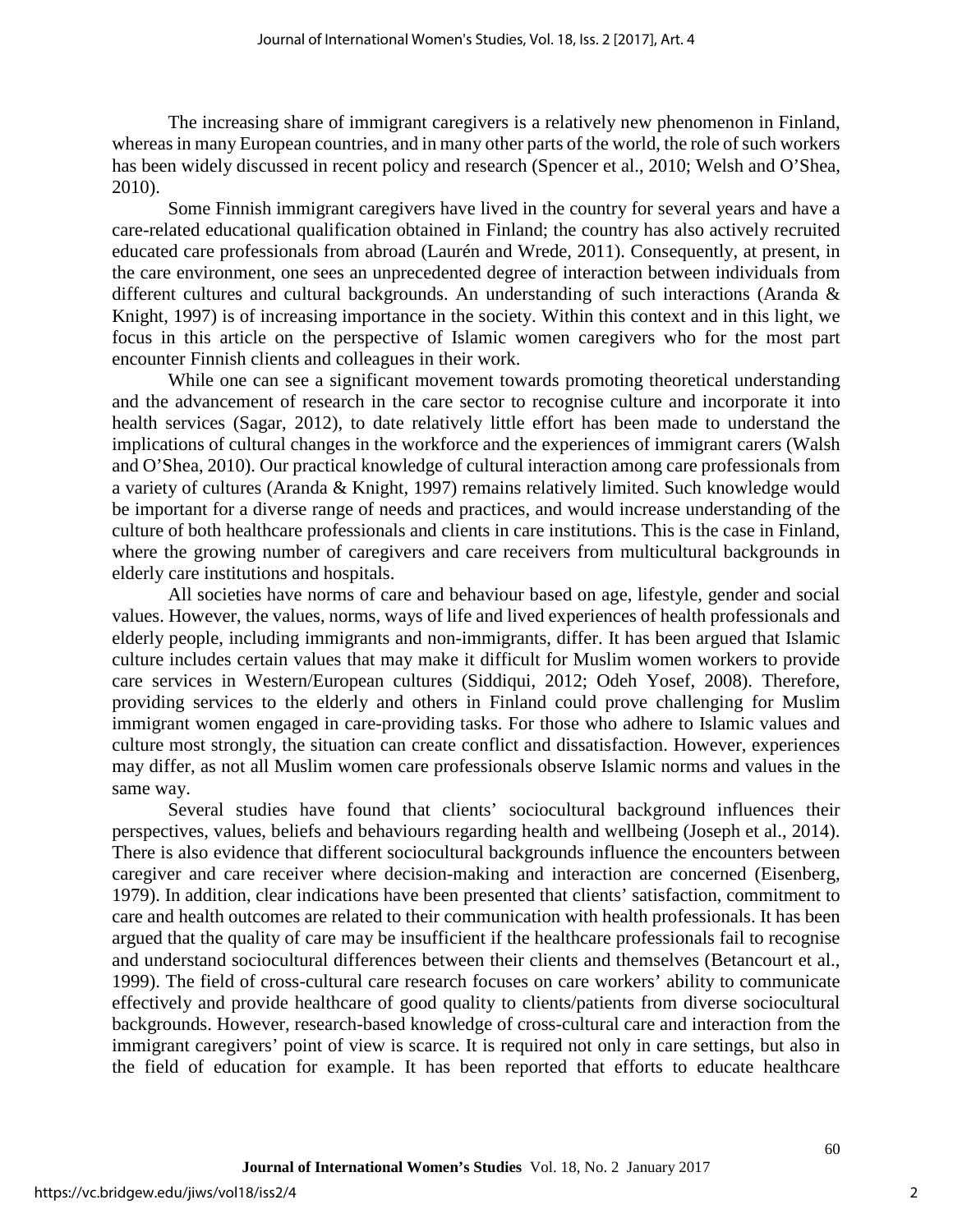The increasing share of immigrant caregivers is a relatively new phenomenon in Finland, whereas in many European countries, and in many other parts of the world, the role of such workers has been widely discussed in recent policy and research (Spencer et al., 2010; Welsh and O'Shea, 2010).

Some Finnish immigrant caregivers have lived in the country for several years and have a care-related educational qualification obtained in Finland; the country has also actively recruited educated care professionals from abroad (Laurén and Wrede, 2011). Consequently, at present, in the care environment, one sees an unprecedented degree of interaction between individuals from different cultures and cultural backgrounds. An understanding of such interactions (Aranda & Knight, 1997) is of increasing importance in the society. Within this context and in this light, we focus in this article on the perspective of Islamic women caregivers who for the most part encounter Finnish clients and colleagues in their work.

While one can see a significant movement towards promoting theoretical understanding and the advancement of research in the care sector to recognise culture and incorporate it into health services (Sagar, 2012), to date relatively little effort has been made to understand the implications of cultural changes in the workforce and the experiences of immigrant carers (Walsh and O'Shea, 2010). Our practical knowledge of cultural interaction among care professionals from a variety of cultures (Aranda & Knight, 1997) remains relatively limited. Such knowledge would be important for a diverse range of needs and practices, and would increase understanding of the culture of both healthcare professionals and clients in care institutions. This is the case in Finland, where the growing number of caregivers and care receivers from multicultural backgrounds in elderly care institutions and hospitals.

All societies have norms of care and behaviour based on age, lifestyle, gender and social values. However, the values, norms, ways of life and lived experiences of health professionals and elderly people, including immigrants and non-immigrants, differ. It has been argued that Islamic culture includes certain values that may make it difficult for Muslim women workers to provide care services in Western/European cultures (Siddiqui, 2012; Odeh Yosef, 2008). Therefore, providing services to the elderly and others in Finland could prove challenging for Muslim immigrant women engaged in care-providing tasks. For those who adhere to Islamic values and culture most strongly, the situation can create conflict and dissatisfaction. However, experiences may differ, as not all Muslim women care professionals observe Islamic norms and values in the same way.

Several studies have found that clients' sociocultural background influences their perspectives, values, beliefs and behaviours regarding health and wellbeing (Joseph et al., 2014). There is also evidence that different sociocultural backgrounds influence the encounters between caregiver and care receiver where decision-making and interaction are concerned (Eisenberg, 1979). In addition, clear indications have been presented that clients' satisfaction, commitment to care and health outcomes are related to their communication with health professionals. It has been argued that the quality of care may be insufficient if the healthcare professionals fail to recognise and understand sociocultural differences between their clients and themselves (Betancourt et al., 1999). The field of cross-cultural care research focuses on care workers' ability to communicate effectively and provide healthcare of good quality to clients/patients from diverse sociocultural backgrounds. However, research-based knowledge of cross-cultural care and interaction from the immigrant caregivers' point of view is scarce. It is required not only in care settings, but also in the field of education for example. It has been reported that efforts to educate healthcare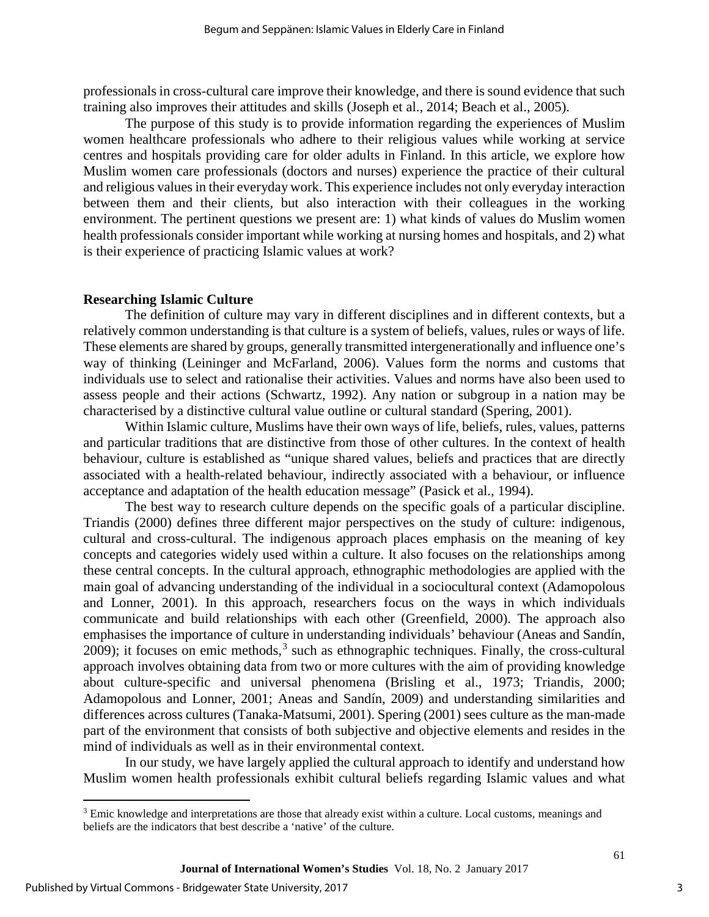professionals in cross-cultural care improve their knowledge, and there is sound evidence that such training also improves their attitudes and skills (Joseph et al., 2014; Beach et al., 2005).

The purpose of this study is to provide information regarding the experiences of Muslim women healthcare professionals who adhere to their religious values while working at service centres and hospitals providing care for older adults in Finland. In this article, we explore how Muslim women care professionals (doctors and nurses) experience the practice of their cultural and religious values in their everyday work. This experience includes not only everyday interaction between them and their clients, but also interaction with their colleagues in the working environment. The pertinent questions we present are: 1) what kinds of values do Muslim women health professionals consider important while working at nursing homes and hospitals, and 2) what is their experience of practicing Islamic values at work?

## Researching Islamic Culture

The definition of culture may vary in different disciplines and in different contexts, but a relatively common understanding is that culture is a system of beliefs, values, rules or ways of life. These elements are shared by groups, generally transmitted intergenerationally and influence one's way of thinking (Leininger and McFarland, 2006). Values form the norms and customs that individuals use to select and rationalise their activities. Values and norms have also been used to assess people and their actions (Schwartz, 1992). Any nation or subgroup in a nation may be characterised by a distinctive cultural value outline or cultural standard (Spering, 2001).

Within Islamic culture, Muslims have their own ways of life, beliefs, rules, values, patterns and particular traditions that are distinctive from those of other cultures. In the context of health behaviour, culture is established as "unique shared values, beliefs and practices that are directly associated with a health-related behaviour, indirectly associated with a behaviour, or influence acceptance and adaptation of the health education message" (Pasick et al., 1994).

The best way to research culture depends on the specific goals of a particular discipline. Triandis (2000) defines three different major perspectives on the study of culture: indigenous, cultural and cross-cultural. The indigenous approach places emphasis on the meaning of key concepts and categories widely used within a culture. It also focuses on the relationships among these central concepts. In the cultural approach, ethnographic methodologies are applied with the main goal of advancing understanding of the individual in a sociocultural context (Adamopolous and Lonner, 2001). In this approach, researchers focus on the ways in which individuals communicate and build relationships with each other (Greenfield, 2000). The approach also emphasises the importance of culture in understanding individuals' behaviour (Aneas and Sandín, 2009); it focuses on emic methods,[3] such as ethnographic techniques. Finally, the cross-cultural approach involves obtaining data from two or more cultures with the aim of providing knowledge about culture-specific and universal phenomena (Brisling et al., 1973; Triandis, 2000; Adamopolous and Lonner, 2001; Aneas and Sandín, 2009) and understanding similarities and differences across cultures (Tanaka-Matsumi, 2001). Spering (2001) sees culture as the man-made part of the environment that consists of both subjective and objective elements and resides in the mind of individuals as well as in their environmental context.

In our study, we have largely applied the cultural approach to identify and understand how Muslim women health professionals exhibit cultural beliefs regarding Islamic values and what

---

[3] Emic knowledge and interpretations are those that already exist within a culture. Local customs, meanings and beliefs are the indicators that best describe a 'native' of the culture.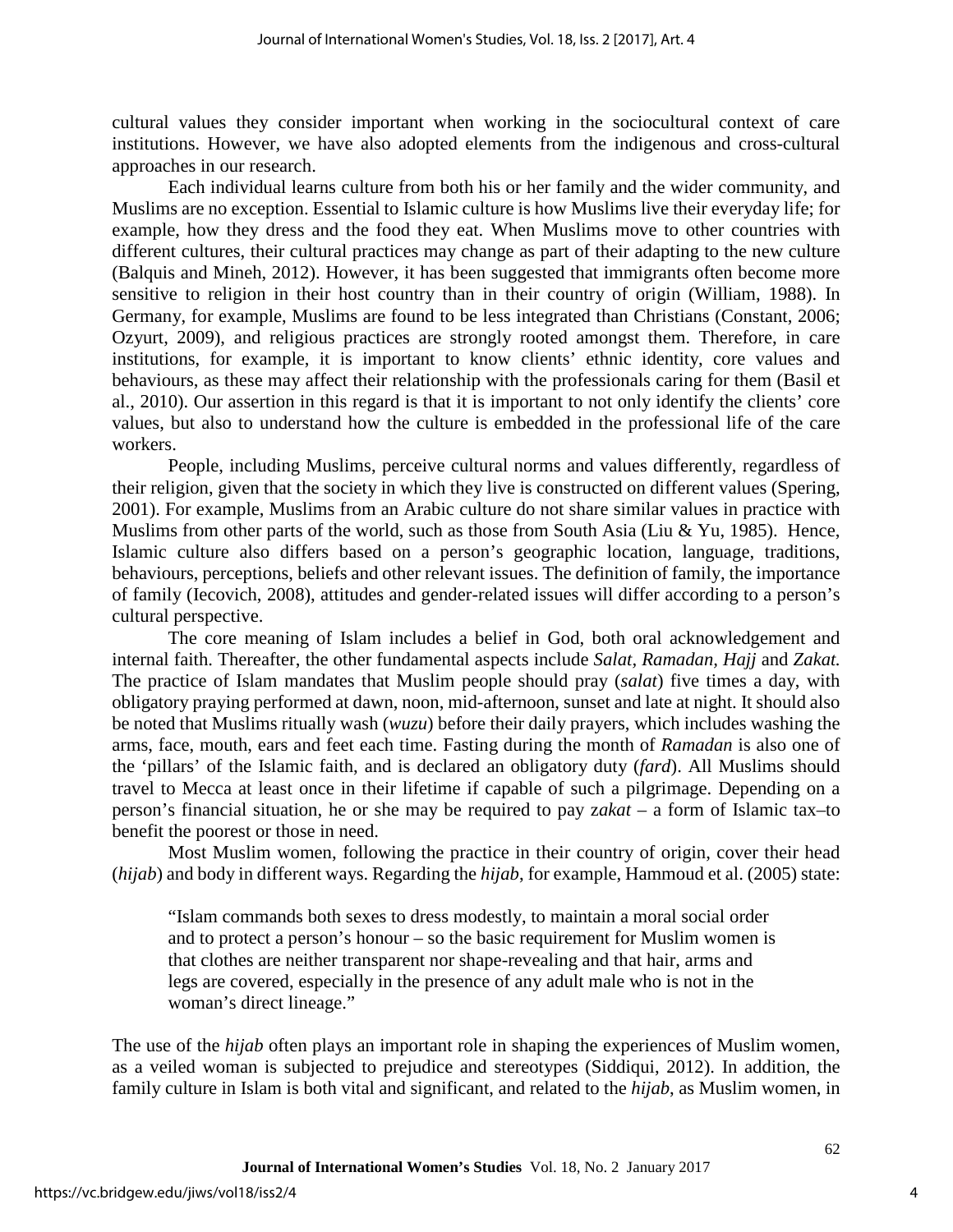cultural values they consider important when working in the sociocultural context of care institutions. However, we have also adopted elements from the indigenous and cross-cultural approaches in our research.

Each individual learns culture from both his or her family and the wider community, and Muslims are no exception. Essential to Islamic culture is how Muslims live their everyday life; for example, how they dress and the food they eat. When Muslims move to other countries with different cultures, their cultural practices may change as part of their adapting to the new culture (Balquis and Mineh, 2012). However, it has been suggested that immigrants often become more sensitive to religion in their host country than in their country of origin (William, 1988). In Germany, for example, Muslims are found to be less integrated than Christians (Constant, 2006; Ozyurt, 2009), and religious practices are strongly rooted amongst them. Therefore, in care institutions, for example, it is important to know clients' ethnic identity, core values and behaviours, as these may affect their relationship with the professionals caring for them (Basil et al., 2010). Our assertion in this regard is that it is important to not only identify the clients' core values, but also to understand how the culture is embedded in the professional life of the care workers.

People, including Muslims, perceive cultural norms and values differently, regardless of their religion, given that the society in which they live is constructed on different values (Spering, 2001). For example, Muslims from an Arabic culture do not share similar values in practice with Muslims from other parts of the world, such as those from South Asia (Liu & Yu, 1985). Hence, Islamic culture also differs based on a person's geographic location, language, traditions, behaviours, perceptions, beliefs and other relevant issues. The definition of family, the importance of family (Iecovich, 2008), attitudes and gender-related issues will differ according to a person's cultural perspective.

The core meaning of Islam includes a belief in God, both oral acknowledgement and internal faith. Thereafter, the other fundamental aspects include *Salat*, *Ramadan*, *Hajj* and *Zakat.* The practice of Islam mandates that Muslim people should pray (*salat*) five times a day, with obligatory praying performed at dawn, noon, mid-afternoon, sunset and late at night. It should also be noted that Muslims ritually wash (*wuzu*) before their daily prayers, which includes washing the arms, face, mouth, ears and feet each time. Fasting during the month of *Ramadan* is also one of the 'pillars' of the Islamic faith, and is declared an obligatory duty (*fard*). All Muslims should travel to Mecca at least once in their lifetime if capable of such a pilgrimage. Depending on a person's financial situation, he or she may be required to pay z*akat* – a form of Islamic tax–to benefit the poorest or those in need.

Most Muslim women, following the practice in their country of origin, cover their head (*hijab*) and body in different ways. Regarding the *hijab*, for example, Hammoud et al. (2005) state:

> "Islam commands both sexes to dress modestly, to maintain a moral social order and to protect a person's honour – so the basic requirement for Muslim women is that clothes are neither transparent nor shape-revealing and that hair, arms and legs are covered, especially in the presence of any adult male who is not in the woman's direct lineage."

The use of the *hijab* often plays an important role in shaping the experiences of Muslim women, as a veiled woman is subjected to prejudice and stereotypes (Siddiqui, 2012). In addition, the family culture in Islam is both vital and significant, and related to the *hijab*, as Muslim women, in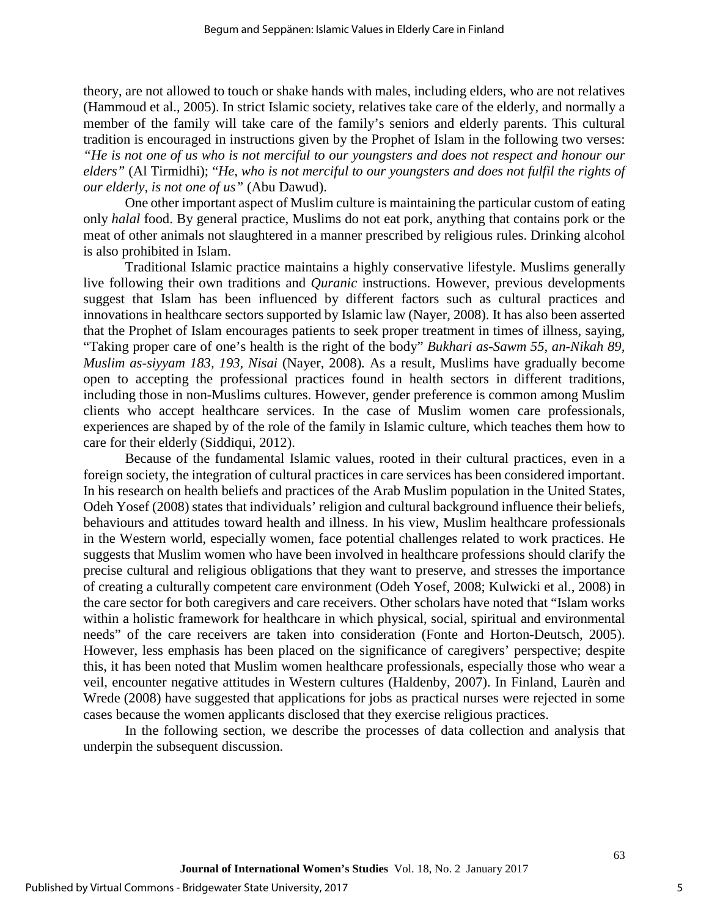theory, are not allowed to touch or shake hands with males, including elders, who are not relatives (Hammoud et al., 2005). In strict Islamic society, relatives take care of the elderly, and normally a member of the family will take care of the family's seniors and elderly parents. This cultural tradition is encouraged in instructions given by the Prophet of Islam in the following two verses: *"He is not one of us who is not merciful to our youngsters and does not respect and honour our elders"* (Al Tirmidhi); *"He, who is not merciful to our youngsters and does not fulfil the rights of our elderly, is not one of us"* (Abu Dawud).

One other important aspect of Muslim culture is maintaining the particular custom of eating only *halal* food. By general practice, Muslims do not eat pork, anything that contains pork or the meat of other animals not slaughtered in a manner prescribed by religious rules. Drinking alcohol is also prohibited in Islam.

Traditional Islamic practice maintains a highly conservative lifestyle. Muslims generally live following their own traditions and *Quranic* instructions. However, previous developments suggest that Islam has been influenced by different factors such as cultural practices and innovations in healthcare sectors supported by Islamic law (Nayer, 2008). It has also been asserted that the Prophet of Islam encourages patients to seek proper treatment in times of illness, saying, "Taking proper care of one's health is the right of the body" *Bukhari as-Sawm 55, an-Nikah 89, Muslim as-siyyam 183, 193, Nisai* (Nayer, 2008)*.* As a result, Muslims have gradually become open to accepting the professional practices found in health sectors in different traditions, including those in non-Muslims cultures. However, gender preference is common among Muslim clients who accept healthcare services. In the case of Muslim women care professionals, experiences are shaped by of the role of the family in Islamic culture, which teaches them how to care for their elderly (Siddiqui, 2012).

Because of the fundamental Islamic values, rooted in their cultural practices, even in a foreign society, the integration of cultural practices in care services has been considered important. In his research on health beliefs and practices of the Arab Muslim population in the United States, Odeh Yosef (2008) states that individuals' religion and cultural background influence their beliefs, behaviours and attitudes toward health and illness. In his view, Muslim healthcare professionals in the Western world, especially women, face potential challenges related to work practices. He suggests that Muslim women who have been involved in healthcare professions should clarify the precise cultural and religious obligations that they want to preserve, and stresses the importance of creating a culturally competent care environment (Odeh Yosef, 2008; Kulwicki et al., 2008) in the care sector for both caregivers and care receivers. Other scholars have noted that "Islam works within a holistic framework for healthcare in which physical, social, spiritual and environmental needs" of the care receivers are taken into consideration (Fonte and Horton-Deutsch, 2005). However, less emphasis has been placed on the significance of caregivers' perspective; despite this, it has been noted that Muslim women healthcare professionals, especially those who wear a veil, encounter negative attitudes in Western cultures (Haldenby, 2007). In Finland, Laurèn and Wrede (2008) have suggested that applications for jobs as practical nurses were rejected in some cases because the women applicants disclosed that they exercise religious practices.

In the following section, we describe the processes of data collection and analysis that underpin the subsequent discussion.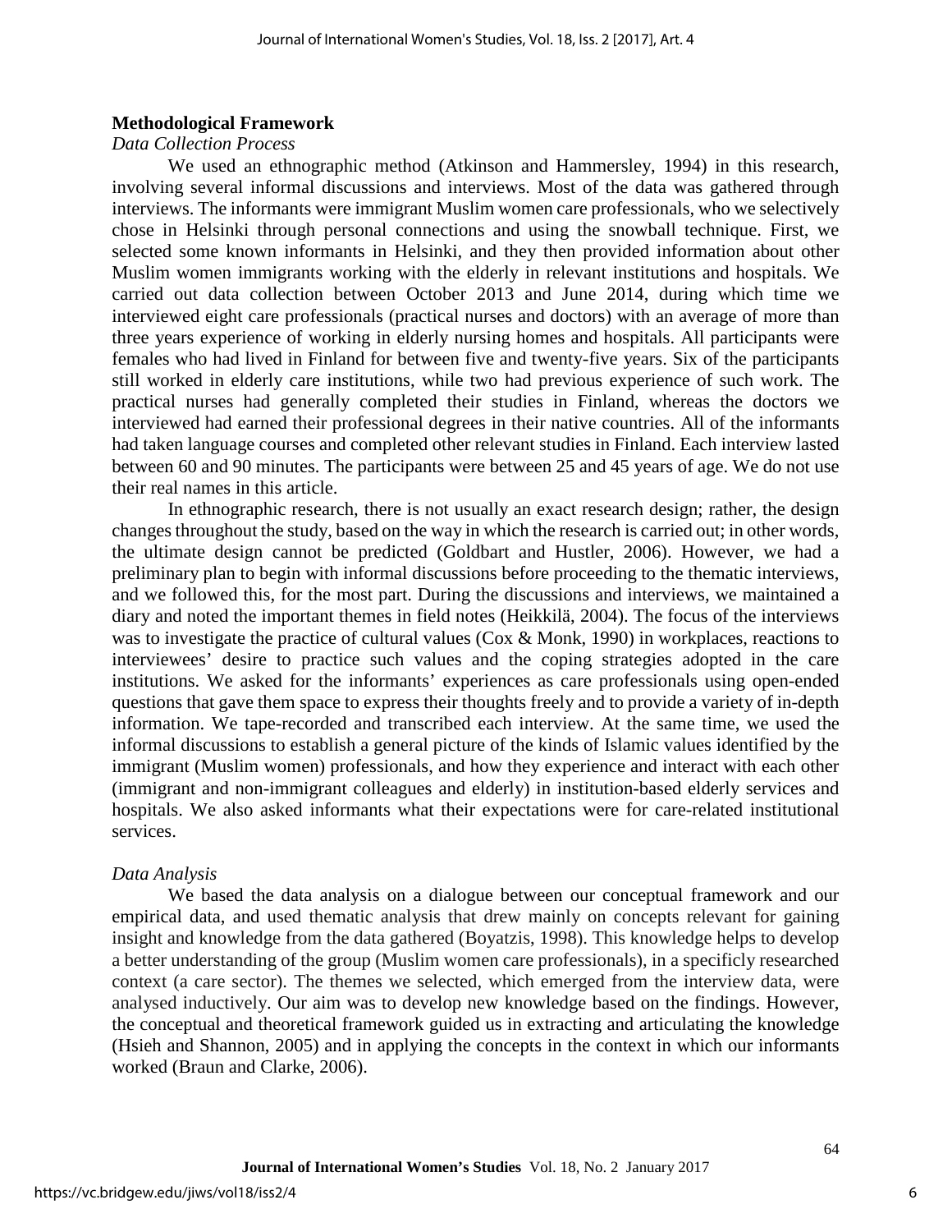## Methodological Framework

### *Data Collection Process*

We used an ethnographic method (Atkinson and Hammersley, 1994) in this research, involving several informal discussions and interviews. Most of the data was gathered through interviews. The informants were immigrant Muslim women care professionals, who we selectively chose in Helsinki through personal connections and using the snowball technique. First, we selected some known informants in Helsinki, and they then provided information about other Muslim women immigrants working with the elderly in relevant institutions and hospitals. We carried out data collection between October 2013 and June 2014, during which time we interviewed eight care professionals (practical nurses and doctors) with an average of more than three years experience of working in elderly nursing homes and hospitals. All participants were females who had lived in Finland for between five and twenty-five years. Six of the participants still worked in elderly care institutions, while two had previous experience of such work. The practical nurses had generally completed their studies in Finland, whereas the doctors we interviewed had earned their professional degrees in their native countries. All of the informants had taken language courses and completed other relevant studies in Finland. Each interview lasted between 60 and 90 minutes. The participants were between 25 and 45 years of age. We do not use their real names in this article.

In ethnographic research, there is not usually an exact research design; rather, the design changes throughout the study, based on the way in which the research is carried out; in other words, the ultimate design cannot be predicted (Goldbart and Hustler, 2006). However, we had a preliminary plan to begin with informal discussions before proceeding to the thematic interviews, and we followed this, for the most part. During the discussions and interviews, we maintained a diary and noted the important themes in field notes (Heikkilä, 2004). The focus of the interviews was to investigate the practice of cultural values (Cox & Monk, 1990) in workplaces, reactions to interviewees' desire to practice such values and the coping strategies adopted in the care institutions. We asked for the informants' experiences as care professionals using open-ended questions that gave them space to express their thoughts freely and to provide a variety of in-depth information. We tape-recorded and transcribed each interview. At the same time, we used the informal discussions to establish a general picture of the kinds of Islamic values identified by the immigrant (Muslim women) professionals, and how they experience and interact with each other (immigrant and non-immigrant colleagues and elderly) in institution-based elderly services and hospitals. We also asked informants what their expectations were for care-related institutional services.

### *Data Analysis*

We based the data analysis on a dialogue between our conceptual framework and our empirical data, and used thematic analysis that drew mainly on concepts relevant for gaining insight and knowledge from the data gathered (Boyatzis, 1998). This knowledge helps to develop a better understanding of the group (Muslim women care professionals), in a specificly researched context (a care sector). The themes we selected, which emerged from the interview data, were analysed inductively. Our aim was to develop new knowledge based on the findings. However, the conceptual and theoretical framework guided us in extracting and articulating the knowledge (Hsieh and Shannon, 2005) and in applying the concepts in the context in which our informants worked (Braun and Clarke, 2006).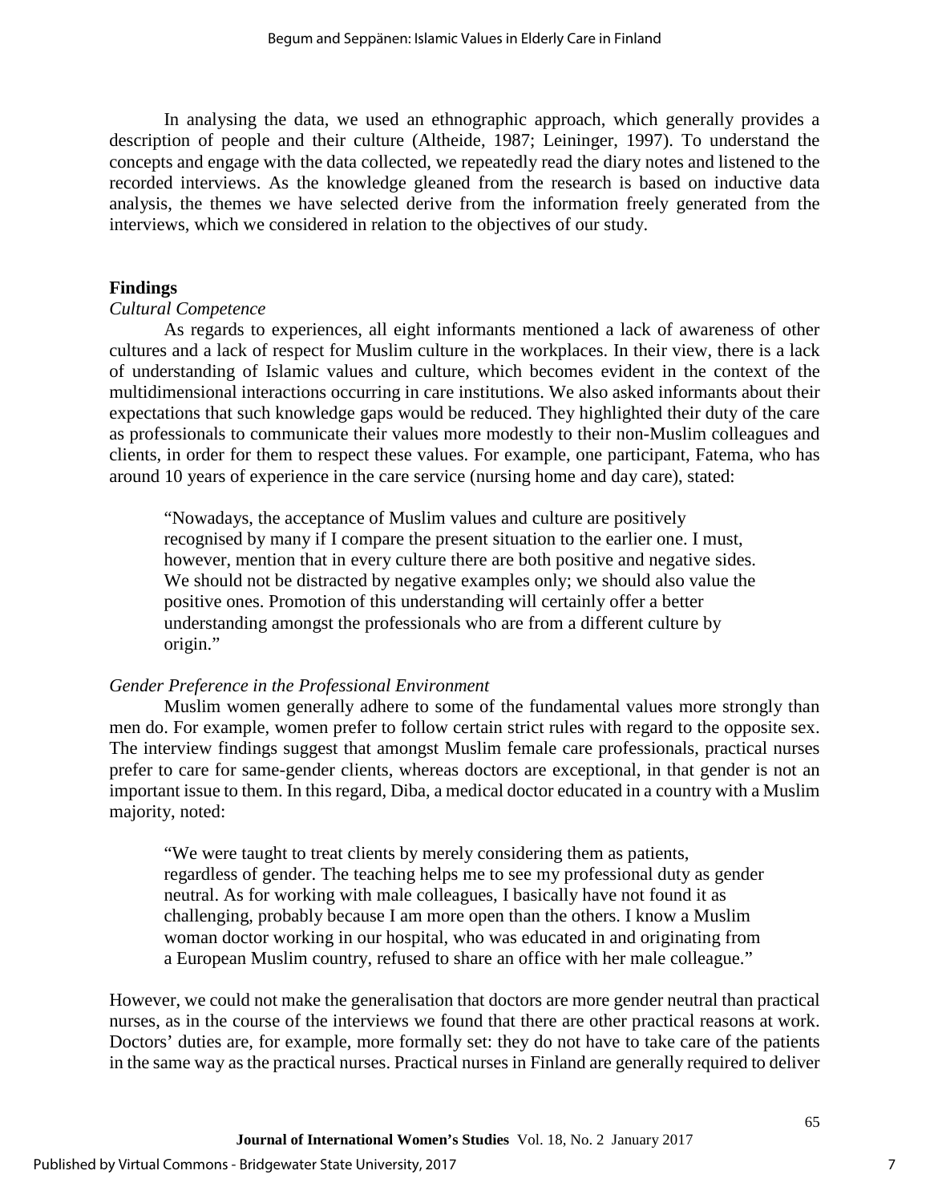In analysing the data, we used an ethnographic approach, which generally provides a description of people and their culture (Altheide, 1987; Leininger, 1997). To understand the concepts and engage with the data collected, we repeatedly read the diary notes and listened to the recorded interviews. As the knowledge gleaned from the research is based on inductive data analysis, the themes we have selected derive from the information freely generated from the interviews, which we considered in relation to the objectives of our study.

## Findings

### *Cultural Competence*

As regards to experiences, all eight informants mentioned a lack of awareness of other cultures and a lack of respect for Muslim culture in the workplaces. In their view, there is a lack of understanding of Islamic values and culture, which becomes evident in the context of the multidimensional interactions occurring in care institutions. We also asked informants about their expectations that such knowledge gaps would be reduced. They highlighted their duty of the care as professionals to communicate their values more modestly to their non-Muslim colleagues and clients, in order for them to respect these values. For example, one participant, Fatema, who has around 10 years of experience in the care service (nursing home and day care), stated:

> "Nowadays, the acceptance of Muslim values and culture are positively recognised by many if I compare the present situation to the earlier one. I must, however, mention that in every culture there are both positive and negative sides. We should not be distracted by negative examples only; we should also value the positive ones. Promotion of this understanding will certainly offer a better understanding amongst the professionals who are from a different culture by origin."

### *Gender Preference in the Professional Environment*

Muslim women generally adhere to some of the fundamental values more strongly than men do. For example, women prefer to follow certain strict rules with regard to the opposite sex. The interview findings suggest that amongst Muslim female care professionals, practical nurses prefer to care for same-gender clients, whereas doctors are exceptional, in that gender is not an important issue to them. In this regard, Diba, a medical doctor educated in a country with a Muslim majority, noted:

> "We were taught to treat clients by merely considering them as patients, regardless of gender. The teaching helps me to see my professional duty as gender neutral. As for working with male colleagues, I basically have not found it as challenging, probably because I am more open than the others. I know a Muslim woman doctor working in our hospital, who was educated in and originating from a European Muslim country, refused to share an office with her male colleague."

However, we could not make the generalisation that doctors are more gender neutral than practical nurses, as in the course of the interviews we found that there are other practical reasons at work. Doctors' duties are, for example, more formally set: they do not have to take care of the patients in the same way as the practical nurses. Practical nurses in Finland are generally required to deliver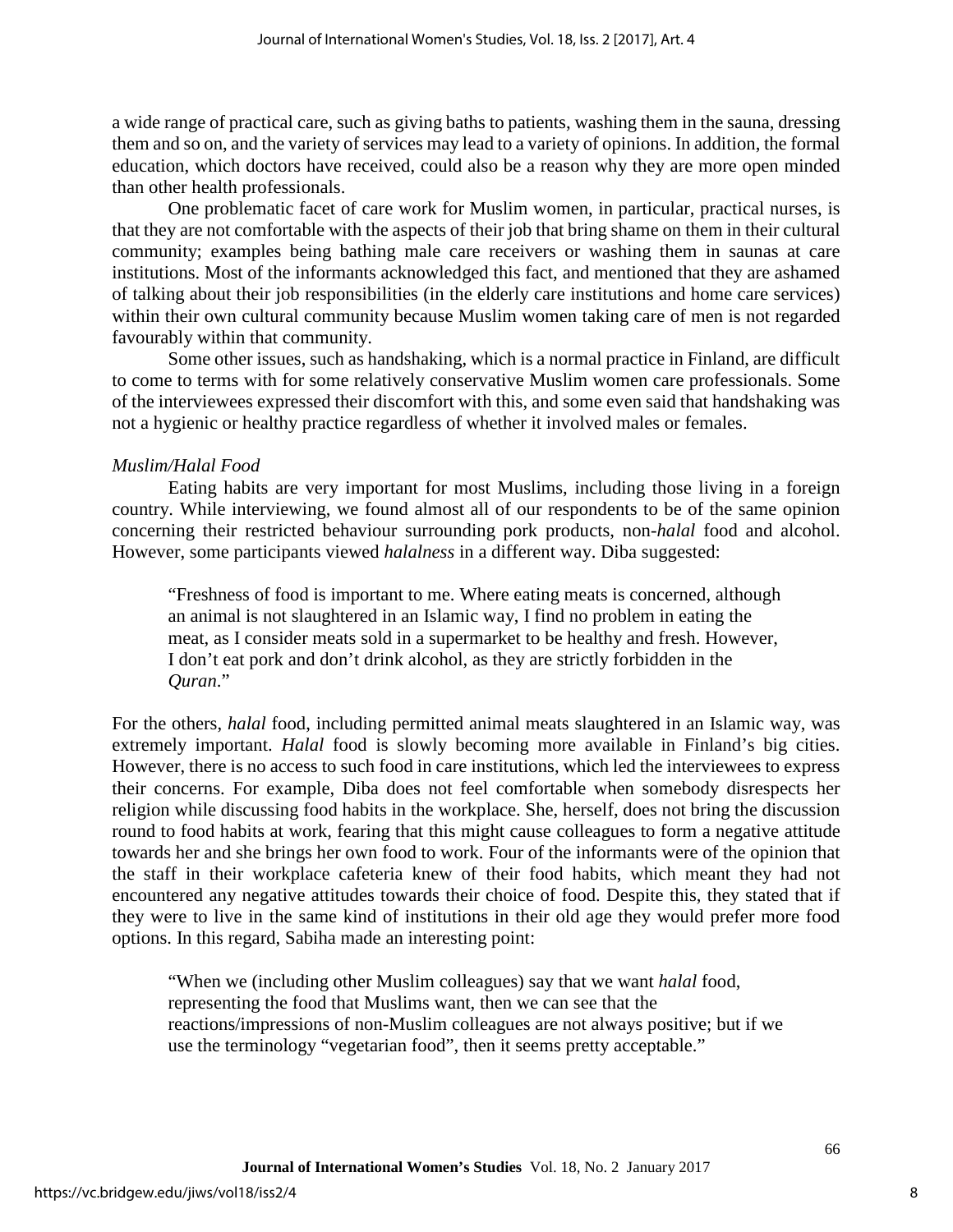a wide range of practical care, such as giving baths to patients, washing them in the sauna, dressing them and so on, and the variety of services may lead to a variety of opinions. In addition, the formal education, which doctors have received, could also be a reason why they are more open minded than other health professionals.

One problematic facet of care work for Muslim women, in particular, practical nurses, is that they are not comfortable with the aspects of their job that bring shame on them in their cultural community; examples being bathing male care receivers or washing them in saunas at care institutions. Most of the informants acknowledged this fact, and mentioned that they are ashamed of talking about their job responsibilities (in the elderly care institutions and home care services) within their own cultural community because Muslim women taking care of men is not regarded favourably within that community.

Some other issues, such as handshaking, which is a normal practice in Finland, are difficult to come to terms with for some relatively conservative Muslim women care professionals. Some of the interviewees expressed their discomfort with this, and some even said that handshaking was not a hygienic or healthy practice regardless of whether it involved males or females.

*Muslim/Halal Food*

Eating habits are very important for most Muslims, including those living in a foreign country. While interviewing, we found almost all of our respondents to be of the same opinion concerning their restricted behaviour surrounding pork products, non-*halal* food and alcohol. However, some participants viewed *halalness* in a different way. Diba suggested:

> "Freshness of food is important to me. Where eating meats is concerned, although an animal is not slaughtered in an Islamic way, I find no problem in eating the meat, as I consider meats sold in a supermarket to be healthy and fresh. However, I don't eat pork and don't drink alcohol, as they are strictly forbidden in the *Quran*."

For the others, *halal* food, including permitted animal meats slaughtered in an Islamic way, was extremely important. *Halal* food is slowly becoming more available in Finland's big cities. However, there is no access to such food in care institutions, which led the interviewees to express their concerns. For example, Diba does not feel comfortable when somebody disrespects her religion while discussing food habits in the workplace. She, herself, does not bring the discussion round to food habits at work, fearing that this might cause colleagues to form a negative attitude towards her and she brings her own food to work. Four of the informants were of the opinion that the staff in their workplace cafeteria knew of their food habits, which meant they had not encountered any negative attitudes towards their choice of food. Despite this, they stated that if they were to live in the same kind of institutions in their old age they would prefer more food options. In this regard, Sabiha made an interesting point:

> "When we (including other Muslim colleagues) say that we want *halal* food, representing the food that Muslims want, then we can see that the reactions/impressions of non-Muslim colleagues are not always positive; but if we use the terminology "vegetarian food", then it seems pretty acceptable."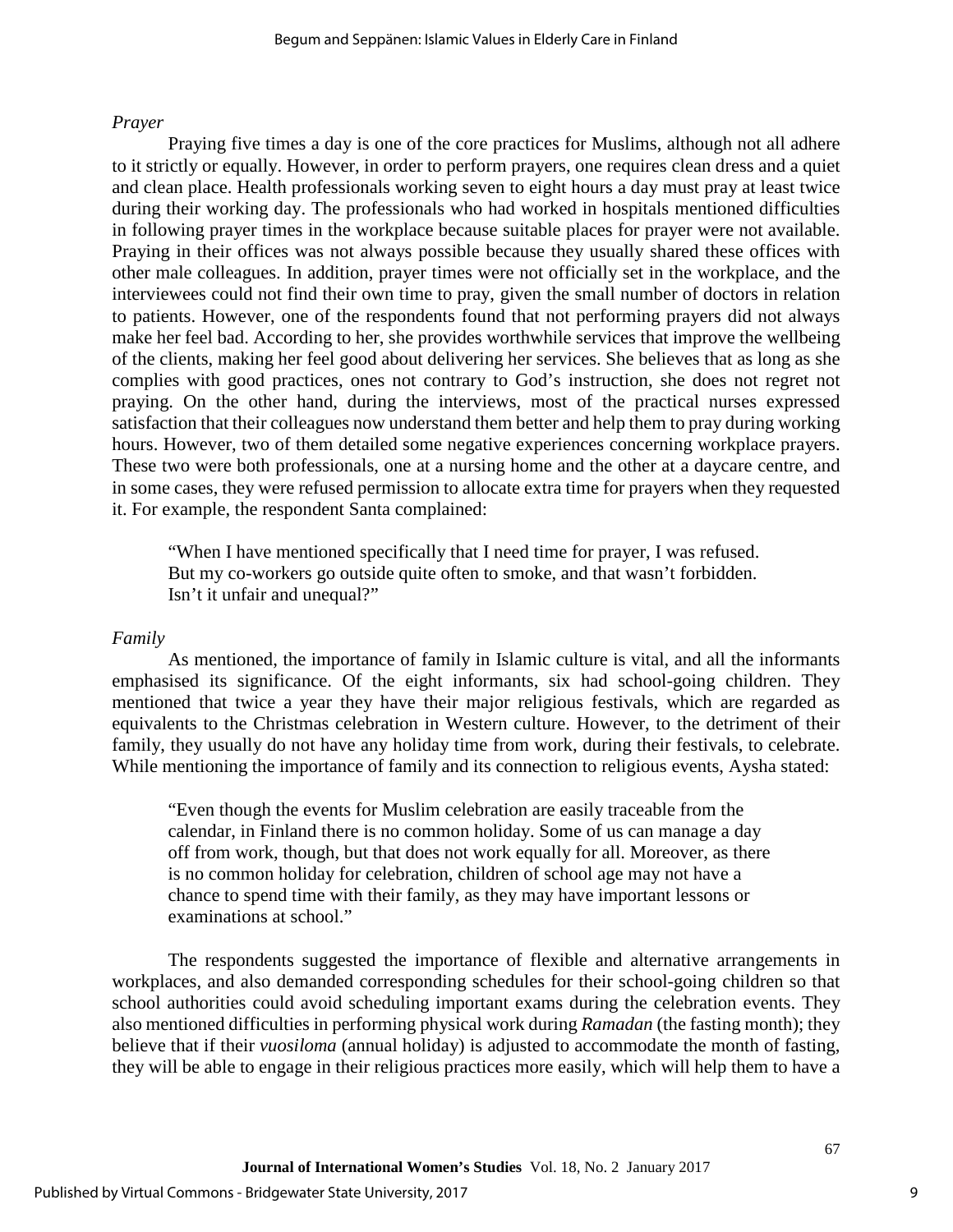*Prayer*

Praying five times a day is one of the core practices for Muslims, although not all adhere to it strictly or equally. However, in order to perform prayers, one requires clean dress and a quiet and clean place. Health professionals working seven to eight hours a day must pray at least twice during their working day. The professionals who had worked in hospitals mentioned difficulties in following prayer times in the workplace because suitable places for prayer were not available. Praying in their offices was not always possible because they usually shared these offices with other male colleagues. In addition, prayer times were not officially set in the workplace, and the interviewees could not find their own time to pray, given the small number of doctors in relation to patients. However, one of the respondents found that not performing prayers did not always make her feel bad. According to her, she provides worthwhile services that improve the wellbeing of the clients, making her feel good about delivering her services. She believes that as long as she complies with good practices, ones not contrary to God's instruction, she does not regret not praying. On the other hand, during the interviews, most of the practical nurses expressed satisfaction that their colleagues now understand them better and help them to pray during working hours. However, two of them detailed some negative experiences concerning workplace prayers. These two were both professionals, one at a nursing home and the other at a daycare centre, and in some cases, they were refused permission to allocate extra time for prayers when they requested it. For example, the respondent Santa complained:

> "When I have mentioned specifically that I need time for prayer, I was refused. But my co-workers go outside quite often to smoke, and that wasn't forbidden. Isn't it unfair and unequal?"

*Family*

As mentioned, the importance of family in Islamic culture is vital, and all the informants emphasised its significance. Of the eight informants, six had school-going children. They mentioned that twice a year they have their major religious festivals, which are regarded as equivalents to the Christmas celebration in Western culture. However, to the detriment of their family, they usually do not have any holiday time from work, during their festivals, to celebrate. While mentioning the importance of family and its connection to religious events, Aysha stated:

> "Even though the events for Muslim celebration are easily traceable from the calendar, in Finland there is no common holiday. Some of us can manage a day off from work, though, but that does not work equally for all. Moreover, as there is no common holiday for celebration, children of school age may not have a chance to spend time with their family, as they may have important lessons or examinations at school."

The respondents suggested the importance of flexible and alternative arrangements in workplaces, and also demanded corresponding schedules for their school-going children so that school authorities could avoid scheduling important exams during the celebration events. They also mentioned difficulties in performing physical work during *Ramadan* (the fasting month); they believe that if their *vuosiloma* (annual holiday) is adjusted to accommodate the month of fasting, they will be able to engage in their religious practices more easily, which will help them to have a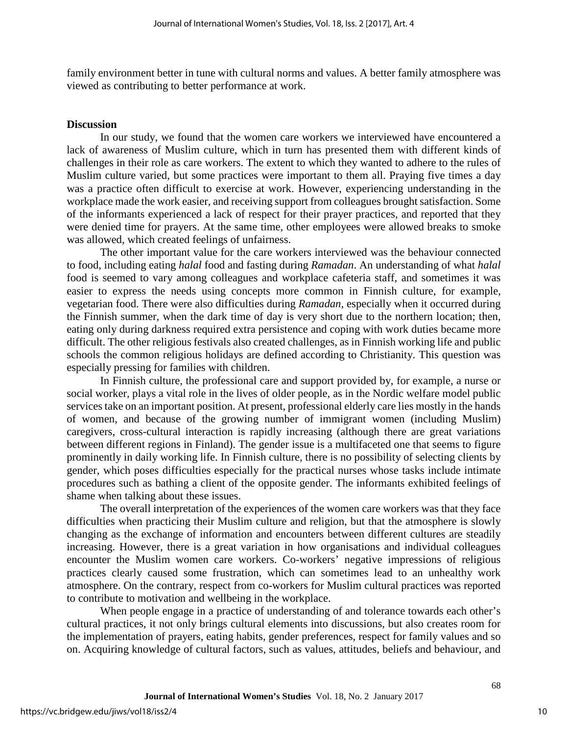family environment better in tune with cultural norms and values. A better family atmosphere was viewed as contributing to better performance at work.

**Discussion**

In our study, we found that the women care workers we interviewed have encountered a lack of awareness of Muslim culture, which in turn has presented them with different kinds of challenges in their role as care workers. The extent to which they wanted to adhere to the rules of Muslim culture varied, but some practices were important to them all. Praying five times a day was a practice often difficult to exercise at work. However, experiencing understanding in the workplace made the work easier, and receiving support from colleagues brought satisfaction. Some of the informants experienced a lack of respect for their prayer practices, and reported that they were denied time for prayers. At the same time, other employees were allowed breaks to smoke was allowed, which created feelings of unfairness.

The other important value for the care workers interviewed was the behaviour connected to food, including eating *halal* food and fasting during *Ramadan*. An understanding of what *halal* food is seemed to vary among colleagues and workplace cafeteria staff, and sometimes it was easier to express the needs using concepts more common in Finnish culture, for example, vegetarian food. There were also difficulties during *Ramadan*, especially when it occurred during the Finnish summer, when the dark time of day is very short due to the northern location; then, eating only during darkness required extra persistence and coping with work duties became more difficult. The other religious festivals also created challenges, as in Finnish working life and public schools the common religious holidays are defined according to Christianity. This question was especially pressing for families with children.

In Finnish culture, the professional care and support provided by, for example, a nurse or social worker, plays a vital role in the lives of older people, as in the Nordic welfare model public services take on an important position. At present, professional elderly care lies mostly in the hands of women, and because of the growing number of immigrant women (including Muslim) caregivers, cross-cultural interaction is rapidly increasing (although there are great variations between different regions in Finland). The gender issue is a multifaceted one that seems to figure prominently in daily working life. In Finnish culture, there is no possibility of selecting clients by gender, which poses difficulties especially for the practical nurses whose tasks include intimate procedures such as bathing a client of the opposite gender. The informants exhibited feelings of shame when talking about these issues.

The overall interpretation of the experiences of the women care workers was that they face difficulties when practicing their Muslim culture and religion, but that the atmosphere is slowly changing as the exchange of information and encounters between different cultures are steadily increasing. However, there is a great variation in how organisations and individual colleagues encounter the Muslim women care workers. Co-workers' negative impressions of religious practices clearly caused some frustration, which can sometimes lead to an unhealthy work atmosphere. On the contrary, respect from co-workers for Muslim cultural practices was reported to contribute to motivation and wellbeing in the workplace.

When people engage in a practice of understanding of and tolerance towards each other's cultural practices, it not only brings cultural elements into discussions, but also creates room for the implementation of prayers, eating habits, gender preferences, respect for family values and so on. Acquiring knowledge of cultural factors, such as values, attitudes, beliefs and behaviour, and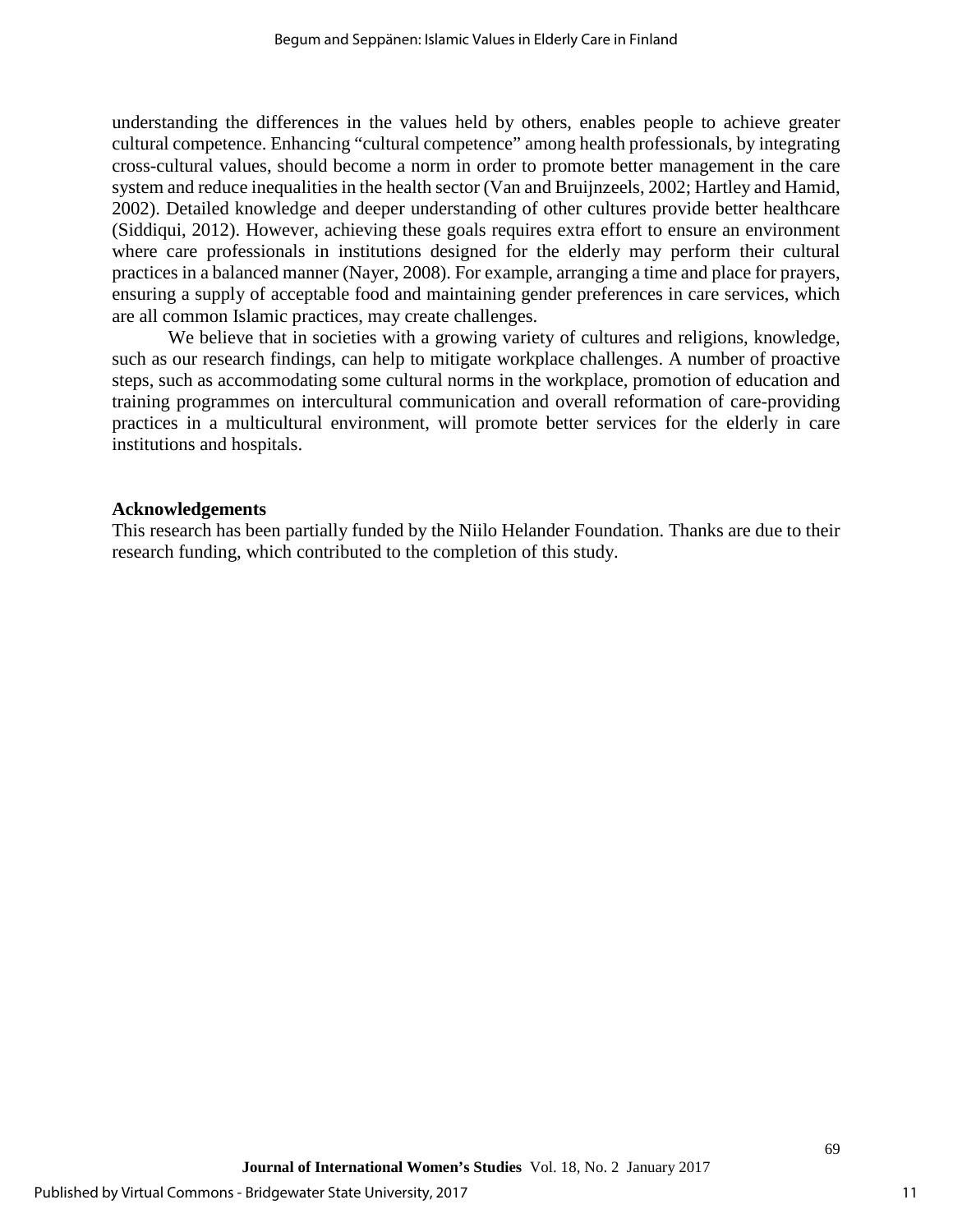understanding the differences in the values held by others, enables people to achieve greater cultural competence. Enhancing "cultural competence" among health professionals, by integrating cross-cultural values, should become a norm in order to promote better management in the care system and reduce inequalities in the health sector (Van and Bruijnzeels, 2002; Hartley and Hamid, 2002). Detailed knowledge and deeper understanding of other cultures provide better healthcare (Siddiqui, 2012). However, achieving these goals requires extra effort to ensure an environment where care professionals in institutions designed for the elderly may perform their cultural practices in a balanced manner (Nayer, 2008). For example, arranging a time and place for prayers, ensuring a supply of acceptable food and maintaining gender preferences in care services, which are all common Islamic practices, may create challenges.

We believe that in societies with a growing variety of cultures and religions, knowledge, such as our research findings, can help to mitigate workplace challenges. A number of proactive steps, such as accommodating some cultural norms in the workplace, promotion of education and training programmes on intercultural communication and overall reformation of care-providing practices in a multicultural environment, will promote better services for the elderly in care institutions and hospitals.

**Acknowledgements**

This research has been partially funded by the Niilo Helander Foundation. Thanks are due to their research funding, which contributed to the completion of this study.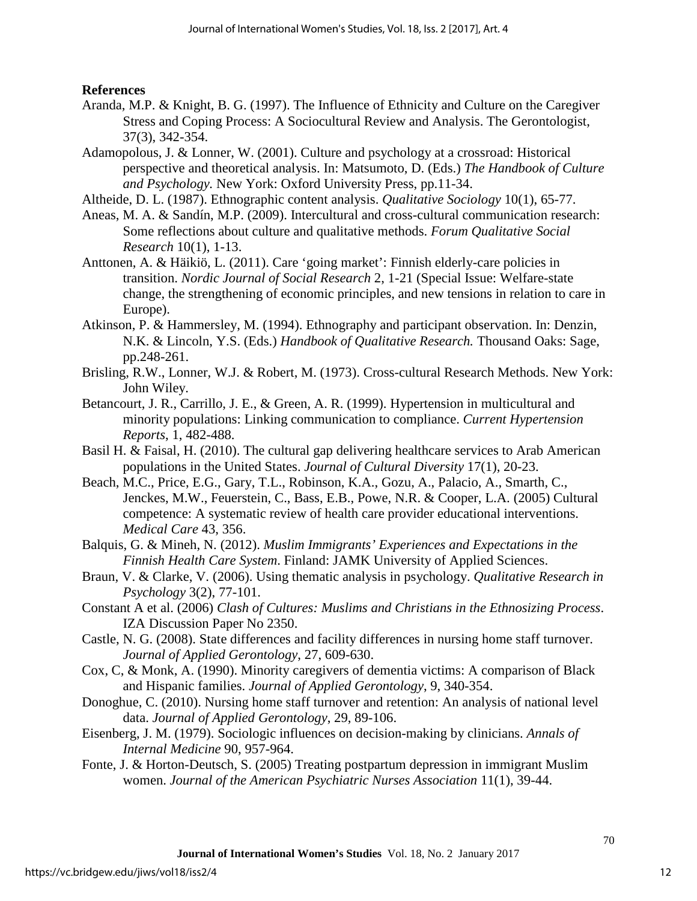**References**

Aranda, M.P. & Knight, B. G. (1997). The Influence of Ethnicity and Culture on the Caregiver Stress and Coping Process: A Sociocultural Review and Analysis. The Gerontologist, 37(3), 342-354.

Adamopolous, J. & Lonner, W. (2001). Culture and psychology at a crossroad: Historical perspective and theoretical analysis. In: Matsumoto, D. (Eds.) *The Handbook of Culture and Psychology.* New York: Oxford University Press, pp.11-34.

Altheide, D. L. (1987). Ethnographic content analysis. *Qualitative Sociology* 10(1), 65-77.

Aneas, M. A. & Sandín, M.P. (2009). Intercultural and cross-cultural communication research: Some reflections about culture and qualitative methods. *Forum Qualitative Social Research* 10(1), 1-13.

Anttonen, A. & Häikiö, L. (2011). Care 'going market': Finnish elderly-care policies in transition. *Nordic Journal of Social Research* 2, 1-21 (Special Issue: Welfare-state change, the strengthening of economic principles, and new tensions in relation to care in Europe).

Atkinson, P. & Hammersley, M. (1994). Ethnography and participant observation. In: Denzin, N.K. & Lincoln, Y.S. (Eds.) *Handbook of Qualitative Research.* Thousand Oaks: Sage, pp.248-261.

Brisling, R.W., Lonner, W.J. & Robert, M. (1973). Cross-cultural Research Methods. New York: John Wiley.

Betancourt, J. R., Carrillo, J. E., & Green, A. R. (1999). Hypertension in multicultural and minority populations: Linking communication to compliance. *Current Hypertension Reports*, 1, 482-488.

Basil H. & Faisal, H. (2010). The cultural gap delivering healthcare services to Arab American populations in the United States. *Journal of Cultural Diversity* 17(1), 20-23.

Beach, M.C., Price, E.G., Gary, T.L., Robinson, K.A., Gozu, A., Palacio, A., Smarth, C., Jenckes, M.W., Feuerstein, C., Bass, E.B., Powe, N.R. & Cooper, L.A. (2005) Cultural competence: A systematic review of health care provider educational interventions. *Medical Care* 43, 356.

Balquis, G. & Mineh, N. (2012). *Muslim Immigrants' Experiences and Expectations in the Finnish Health Care System*. Finland: JAMK University of Applied Sciences.

Braun, V. & Clarke, V. (2006). Using thematic analysis in psychology. *Qualitative Research in Psychology* 3(2), 77-101.

Constant A et al. (2006) *Clash of Cultures: Muslims and Christians in the Ethnosizing Process*. IZA Discussion Paper No 2350.

Castle, N. G. (2008). State differences and facility differences in nursing home staff turnover. *Journal of Applied Gerontology*, 27, 609-630.

Cox, C, & Monk, A. (1990). Minority caregivers of dementia victims: A comparison of Black and Hispanic families. *Journal of Applied Gerontology*, 9, 340-354.

Donoghue, C. (2010). Nursing home staff turnover and retention: An analysis of national level data. *Journal of Applied Gerontology*, 29, 89-106.

Eisenberg, J. M. (1979). Sociologic influences on decision-making by clinicians. *Annals of Internal Medicine* 90, 957-964.

Fonte, J. & Horton-Deutsch, S. (2005) Treating postpartum depression in immigrant Muslim women. *Journal of the American Psychiatric Nurses Association* 11(1), 39-44.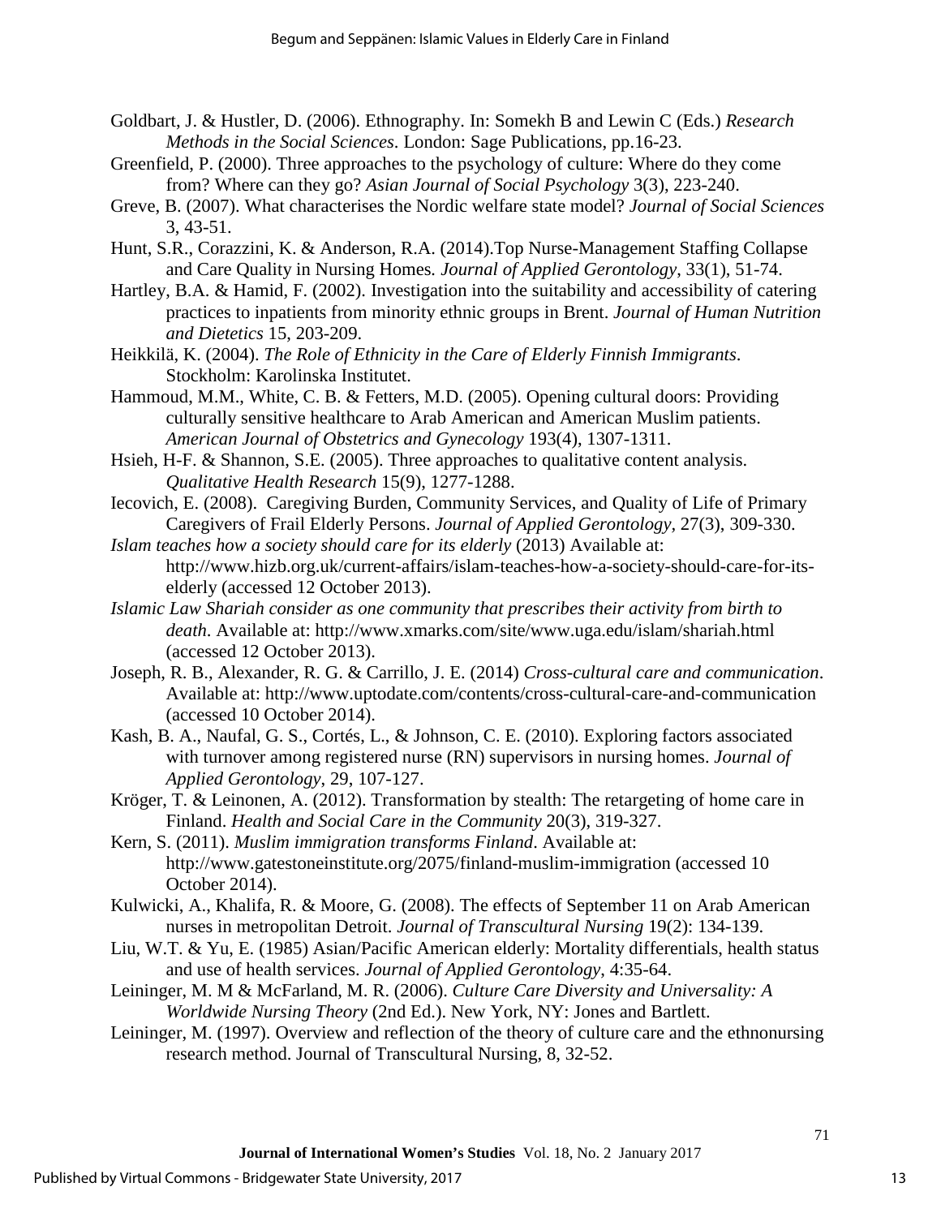Goldbart, J. & Hustler, D. (2006). Ethnography. In: Somekh B and Lewin C (Eds.) *Research Methods in the Social Sciences*. London: Sage Publications, pp.16-23.

Greenfield, P. (2000). Three approaches to the psychology of culture: Where do they come from? Where can they go? *Asian Journal of Social Psychology* 3(3), 223-240.

Greve, B. (2007). What characterises the Nordic welfare state model? *Journal of Social Sciences* 3, 43-51.

Hunt, S.R., Corazzini, K. & Anderson, R.A. (2014).Top Nurse-Management Staffing Collapse and Care Quality in Nursing Homes*. Journal of Applied Gerontology*, 33(1), 51-74.

Hartley, B.A. & Hamid, F. (2002). Investigation into the suitability and accessibility of catering practices to inpatients from minority ethnic groups in Brent. *Journal of Human Nutrition and Dietetics* 15, 203-209.

Heikkilä, K. (2004). *The Role of Ethnicity in the Care of Elderly Finnish Immigrants*. Stockholm: Karolinska Institutet.

Hammoud, M.M., White, C. B. & Fetters, M.D. (2005). Opening cultural doors: Providing culturally sensitive healthcare to Arab American and American Muslim patients. *American Journal of Obstetrics and Gynecology* 193(4), 1307-1311.

Hsieh, H-F. & Shannon, S.E. (2005). Three approaches to qualitative content analysis. *Qualitative Health Research* 15(9), 1277-1288.

Iecovich, E. (2008). Caregiving Burden, Community Services, and Quality of Life of Primary Caregivers of Frail Elderly Persons. *Journal of Applied Gerontology*, 27(3), 309-330.

*Islam teaches how a society should care for its elderly* (2013) Available at: http://www.hizb.org.uk/current-affairs/islam-teaches-how-a-society-should-care-for-its-elderly (accessed 12 October 2013).

*Islamic Law Shariah consider as one community that prescribes their activity from birth to death*. Available at: http://www.xmarks.com/site/www.uga.edu/islam/shariah.html (accessed 12 October 2013).

Joseph, R. B., Alexander, R. G. & Carrillo, J. E. (2014) *Cross-cultural care and communication*. Available at: http://www.uptodate.com/contents/cross-cultural-care-and-communication (accessed 10 October 2014).

Kash, B. A., Naufal, G. S., Cortés, L., & Johnson, C. E. (2010). Exploring factors associated with turnover among registered nurse (RN) supervisors in nursing homes. *Journal of Applied Gerontology*, 29, 107-127.

Kröger, T. & Leinonen, A. (2012). Transformation by stealth: The retargeting of home care in Finland. *Health and Social Care in the Community* 20(3), 319-327.

Kern, S. (2011). *Muslim immigration transforms Finland*. Available at: http://www.gatestoneinstitute.org/2075/finland-muslim-immigration (accessed 10 October 2014).

Kulwicki, A., Khalifa, R. & Moore, G. (2008). The effects of September 11 on Arab American nurses in metropolitan Detroit. *Journal of Transcultural Nursing* 19(2): 134-139.

Liu, W.T. & Yu, E. (1985) Asian/Pacific American elderly: Mortality differentials, health status and use of health services. *Journal of Applied Gerontology*, 4:35-64.

Leininger, M. M & McFarland, M. R. (2006). *Culture Care Diversity and Universality: A Worldwide Nursing Theory* (2nd Ed.). New York, NY: Jones and Bartlett.

Leininger, M. (1997). Overview and reflection of the theory of culture care and the ethnonursing research method. Journal of Transcultural Nursing, 8, 32-52.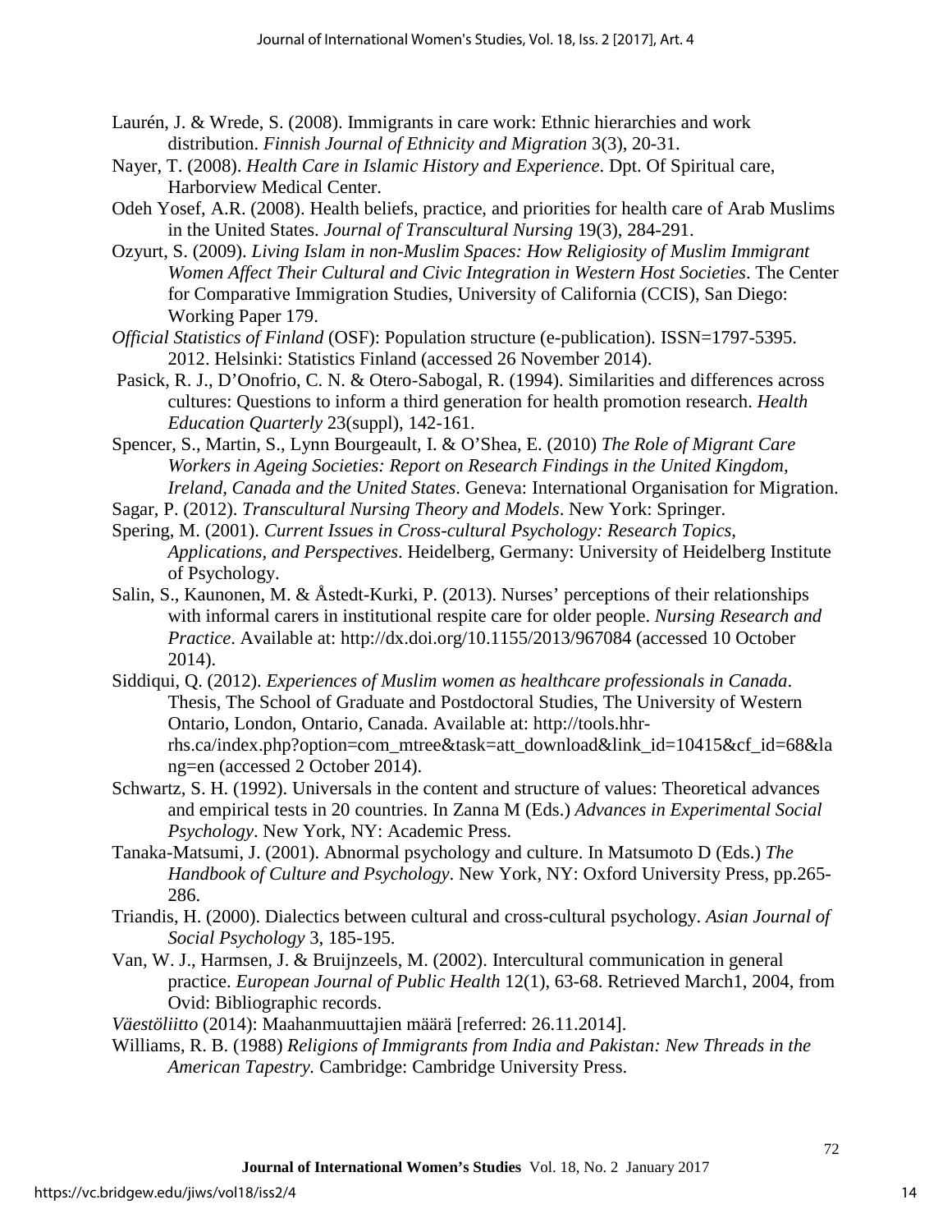Laurén, J. & Wrede, S. (2008). Immigrants in care work: Ethnic hierarchies and work distribution. *Finnish Journal of Ethnicity and Migration* 3(3), 20-31.

Nayer, T. (2008). *Health Care in Islamic History and Experience*. Dpt. Of Spiritual care, Harborview Medical Center.

Odeh Yosef, A.R. (2008). Health beliefs, practice, and priorities for health care of Arab Muslims in the United States. *Journal of Transcultural Nursing* 19(3), 284-291.

Ozyurt, S. (2009). *Living Islam in non-Muslim Spaces: How Religiosity of Muslim Immigrant Women Affect Their Cultural and Civic Integration in Western Host Societies*. The Center for Comparative Immigration Studies, University of California (CCIS), San Diego: Working Paper 179.

*Official Statistics of Finland* (OSF): Population structure (e-publication). ISSN=1797-5395. 2012. Helsinki: Statistics Finland (accessed 26 November 2014).

Pasick, R. J., D'Onofrio, C. N. & Otero-Sabogal, R. (1994). Similarities and differences across cultures: Questions to inform a third generation for health promotion research. *Health Education Quarterly* 23(suppl), 142-161.

Spencer, S., Martin, S., Lynn Bourgeault, I. & O'Shea, E. (2010) *The Role of Migrant Care Workers in Ageing Societies: Report on Research Findings in the United Kingdom, Ireland, Canada and the United States*. Geneva: International Organisation for Migration.

Sagar, P. (2012). *Transcultural Nursing Theory and Models*. New York: Springer.

Spering, M. (2001). *Current Issues in Cross-cultural Psychology: Research Topics, Applications, and Perspectives*. Heidelberg, Germany: University of Heidelberg Institute of Psychology.

Salin, S., Kaunonen, M. & Åstedt-Kurki, P. (2013). Nurses' perceptions of their relationships with informal carers in institutional respite care for older people. *Nursing Research and Practice*. Available at: http://dx.doi.org/10.1155/2013/967084 (accessed 10 October 2014).

Siddiqui, Q. (2012). *Experiences of Muslim women as healthcare professionals in Canada*. Thesis, The School of Graduate and Postdoctoral Studies, The University of Western Ontario, London, Ontario, Canada. Available at: http://tools.hhr-rhs.ca/index.php?option=com_mtree&task=att_download&link_id=10415&cf_id=68&lang=en (accessed 2 October 2014).

Schwartz, S. H. (1992). Universals in the content and structure of values: Theoretical advances and empirical tests in 20 countries. In Zanna M (Eds.) *Advances in Experimental Social Psychology*. New York, NY: Academic Press.

Tanaka-Matsumi, J. (2001). Abnormal psychology and culture. In Matsumoto D (Eds.) *The Handbook of Culture and Psychology*. New York, NY: Oxford University Press, pp.265-286.

Triandis, H. (2000). Dialectics between cultural and cross-cultural psychology. *Asian Journal of Social Psychology* 3, 185-195.

Van, W. J., Harmsen, J. & Bruijnzeels, M. (2002). Intercultural communication in general practice. *European Journal of Public Health* 12(1), 63-68. Retrieved March1, 2004, from Ovid: Bibliographic records.

*Väestöliitto* (2014): Maahanmuuttajien määrä [referred: 26.11.2014].

Williams, R. B. (1988) *Religions of Immigrants from India and Pakistan: New Threads in the American Tapestry.* Cambridge: Cambridge University Press.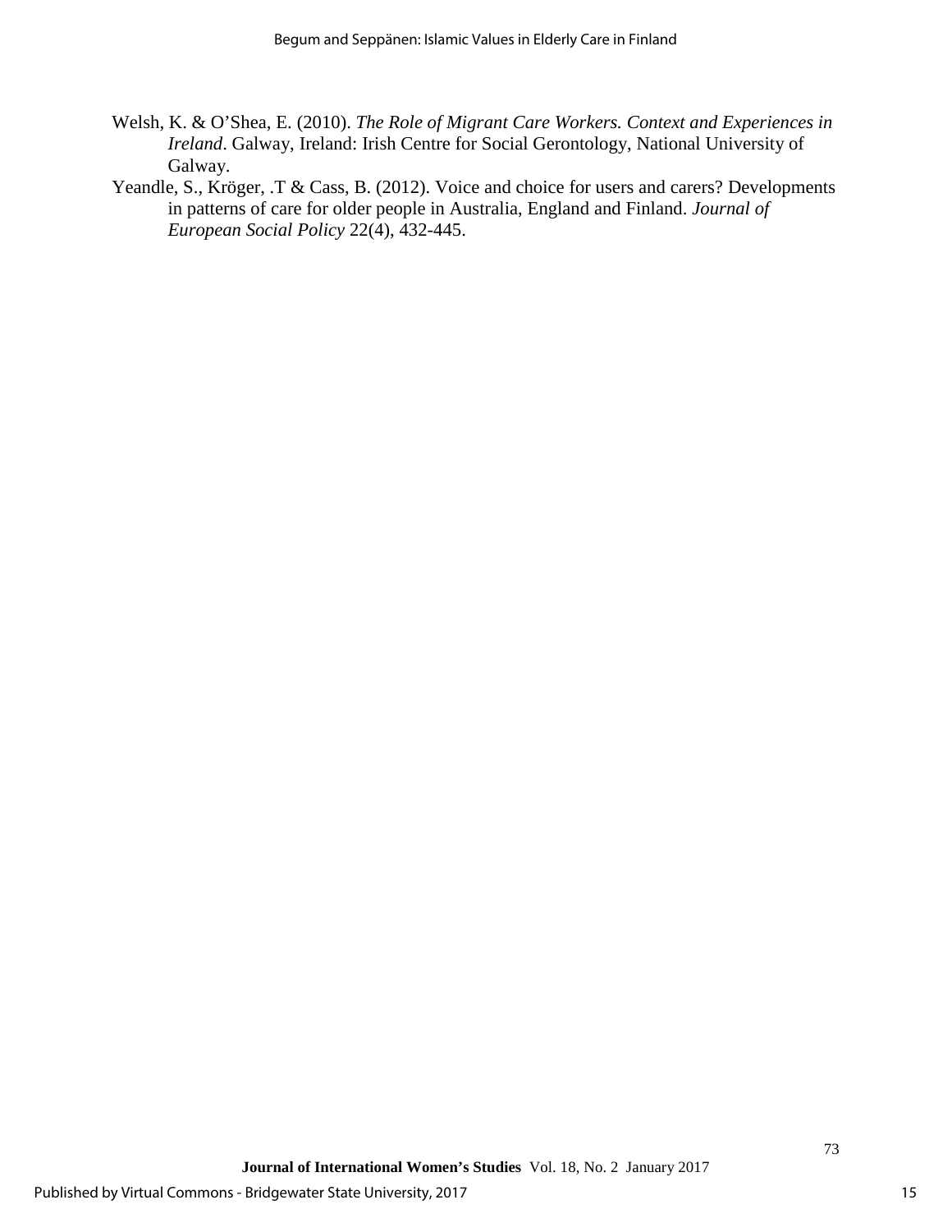Welsh, K. & O'Shea, E. (2010). *The Role of Migrant Care Workers. Context and Experiences in Ireland*. Galway, Ireland: Irish Centre for Social Gerontology, National University of Galway.

Yeandle, S., Kröger, .T & Cass, B. (2012). Voice and choice for users and carers? Developments in patterns of care for older people in Australia, England and Finland. *Journal of European Social Policy* 22(4), 432-445.